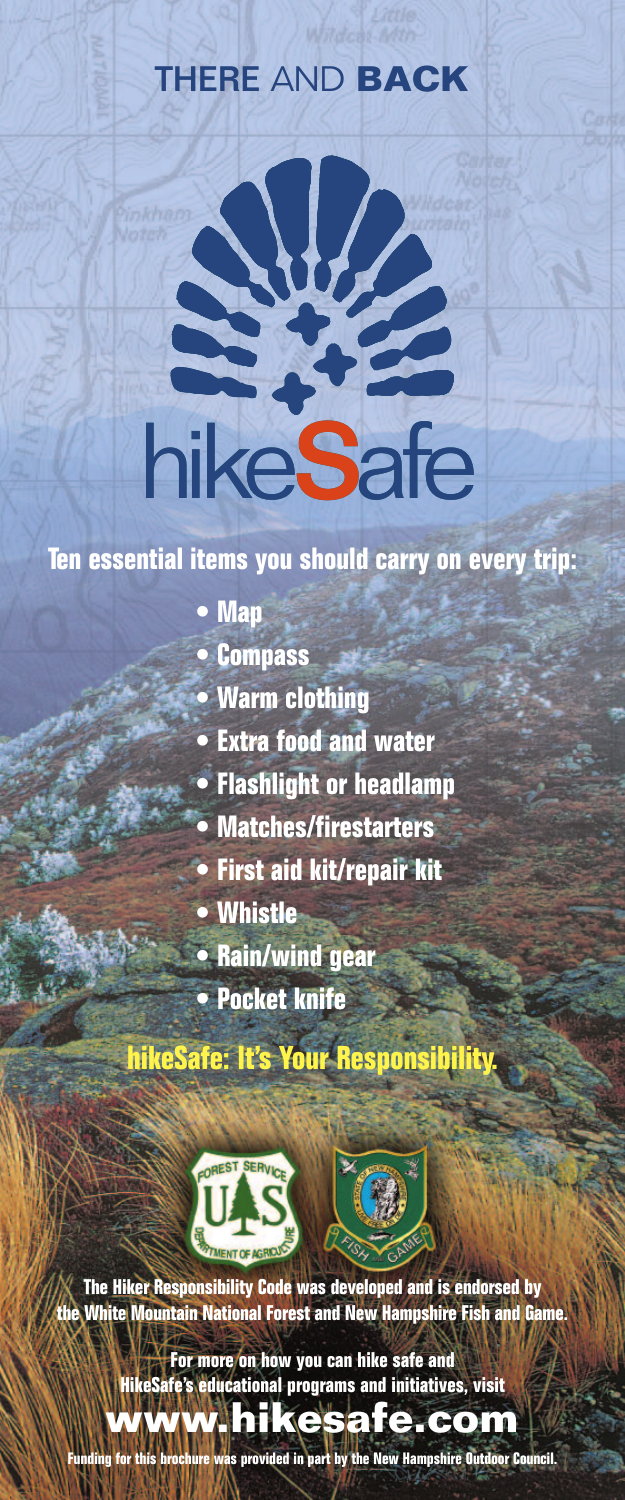# THERE AND BACK

# hikeSafe

## Ten essential items you should carry on every trip:

- Map
- Compass
- Warm clothing
- Extra food and water
- Flashlight or headlamp
- Matches/firestarters
- First aid kit/repair kit
- Whistle
- Rain/wind gear
- Pocket knife

**hikeSafe: It's Your Responsibility.**

The Hiker Responsibility Code was developed and is endorsed by the White Mountain National Forest and New Hampshire Fish and Game.

For more on how you can hike safe and HikeSafe's educational programs and initiatives, visit

**www.hikesafe.com**

Funding for this brochure was provided in part by the New Hampshire Outdoor Council.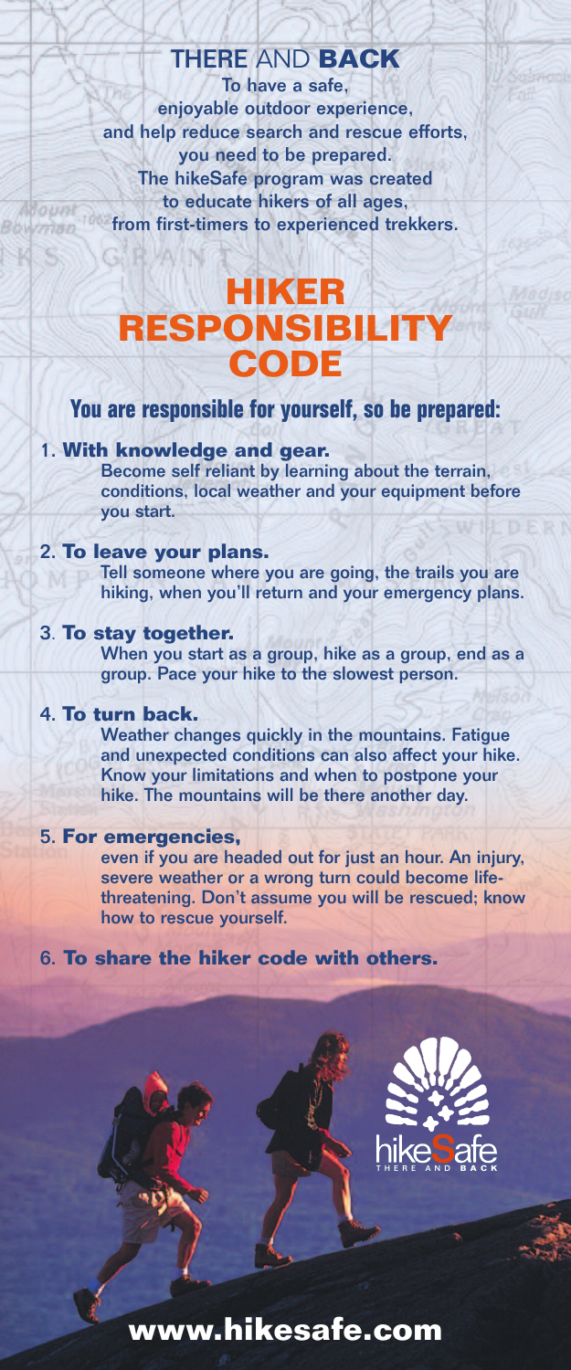## THERE AND BACK

To have a safe, enjoyable outdoor experience, and help reduce search and rescue efforts, you need to be prepared. The hikeSafe program was created to educate hikers of all ages, from first-timers to experienced trekkers.

# HIKER RESPONSIBILITY CODE

### You are responsible for yourself, so be prepared:

1. **With knowledge and gear.**
   Become self reliant by learning about the terrain, conditions, local weather and your equipment before you start.

2. **To leave your plans.**
   Tell someone where you are going, the trails you are hiking, when you'll return and your emergency plans.

3. **To stay together.**
   When you start as a group, hike as a group, end as a group. Pace your hike to the slowest person.

4. **To turn back.**
   Weather changes quickly in the mountains. Fatigue and unexpected conditions can also affect your hike. Know your limitations and when to postpone your hike. The mountains will be there another day.

5. **For emergencies,**
   even if you are headed out for just an hour. An injury, severe weather or a wrong turn could become life-threatening. Don't assume you will be rescued; know how to rescue yourself.

6. **To share the hiker code with others.**

hikeSafe THERE AND BACK

**www.hikesafe.com**